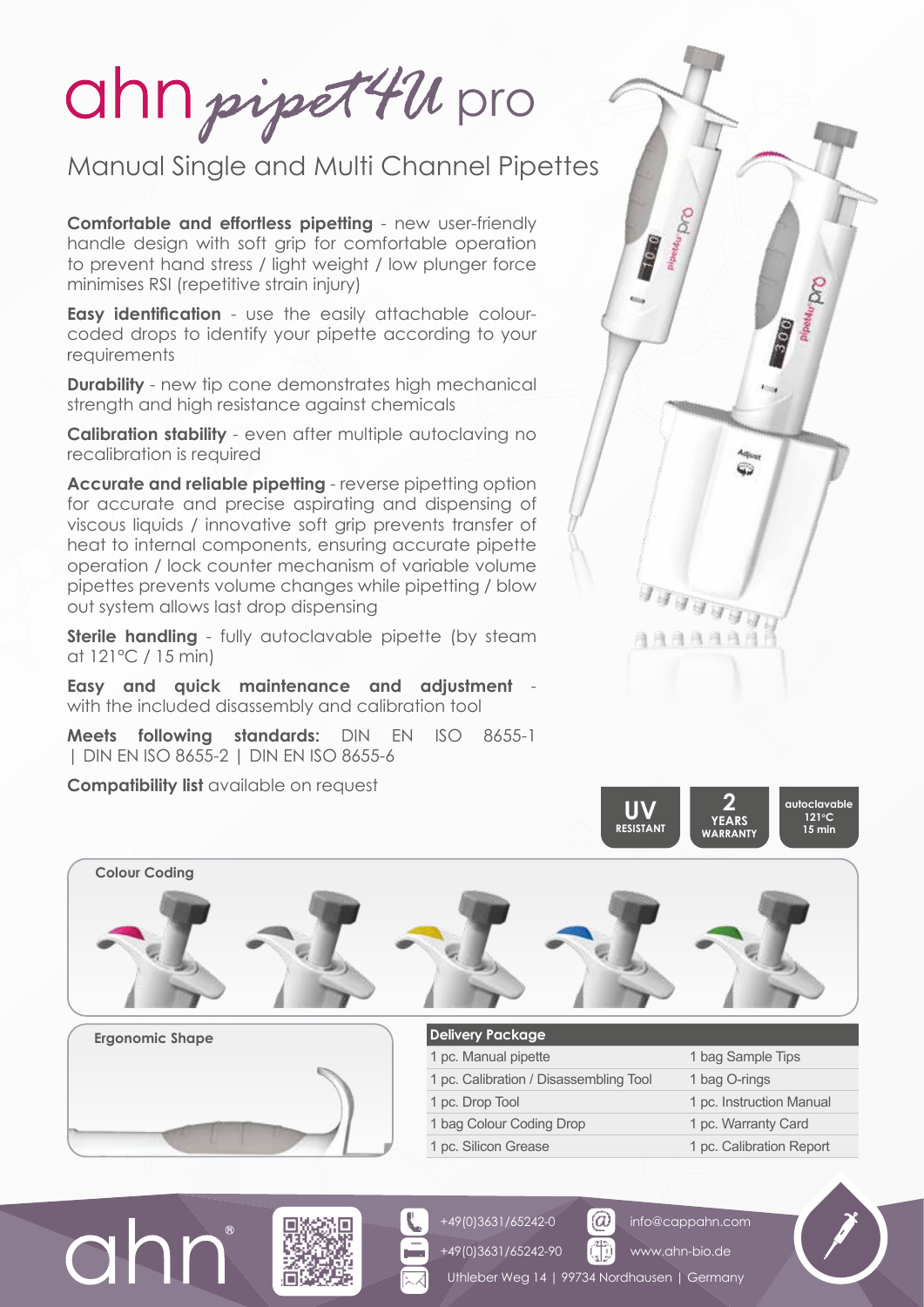# ahn *pipet4U* pro

## Manual Single and Multi Channel Pipettes

**Comfortable and effortless pipetting** - new user-friendly handle design with soft grip for comfortable operation to prevent hand stress / light weight / low plunger force minimises RSI (repetitive strain injury)

**Easy identification** - use the easily attachable colour-coded drops to identify your pipette according to your requirements

**Durability** - new tip cone demonstrates high mechanical strength and high resistance against chemicals

**Calibration stability** - even after multiple autoclaving no recalibration is required

**Accurate and reliable pipetting** - reverse pipetting option for accurate and precise aspirating and dispensing of viscous liquids / innovative soft grip prevents transfer of heat to internal components, ensuring accurate pipette operation / lock counter mechanism of variable volume pipettes prevents volume changes while pipetting / blow out system allows last drop dispensing

**Sterile handling** - fully autoclavable pipette (by steam at 121°C / 15 min)

**Easy and quick maintenance and adjustment** - with the included disassembly and calibration tool

**Meets following standards:** DIN EN ISO 8655-1 | DIN EN ISO 8655-2 | DIN EN ISO 8655-6

**Compatibility list** available on request

UV RESISTANT | 2 YEARS WARRANTY | autoclavable 121°C 15 min

**Colour Coding**

**Ergonomic Shape**

| Delivery Package | |
|---|---|
| 1 pc. Manual pipette | 1 bag Sample Tips |
| 1 pc. Calibration / Disassembling Tool | 1 bag O-rings |
| 1 pc. Drop Tool | 1 pc. Instruction Manual |
| 1 bag Colour Coding Drop | 1 pc. Warranty Card |
| 1 pc. Silicon Grease | 1 pc. Calibration Report |

ahn®

+49(0)3631/65242-0 | info@cappahn.com

+49(0)3631/65242-90 | www.ahn-bio.de

Uthleber Weg 14 | 99734 Nordhausen | Germany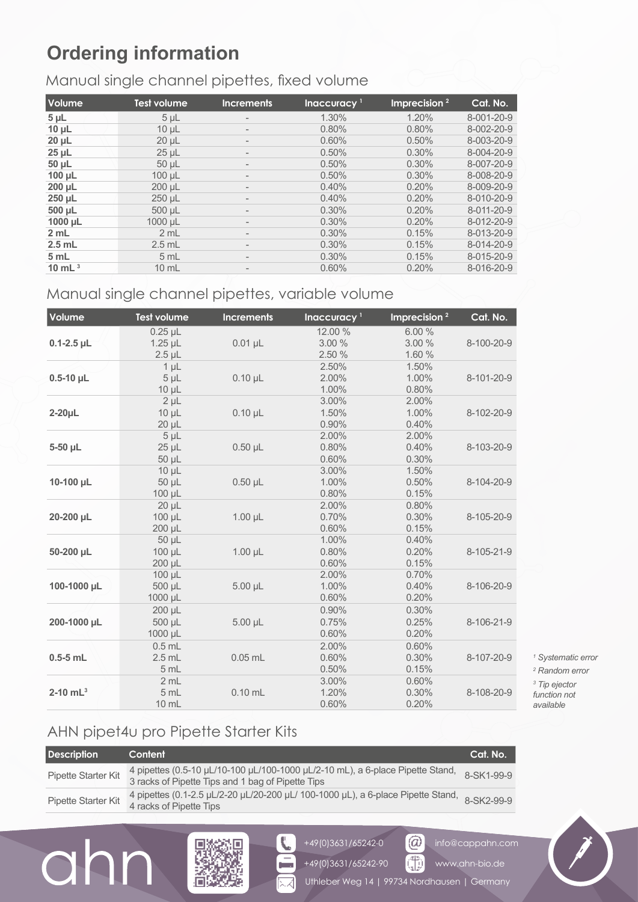# Ordering information

## Manual single channel pipettes, fixed volume

| Volume | Test volume | Increments | Inaccuracy [1] | Imprecision [2] | Cat. No. |
|---|---|---|---|---|---|
| **5 µL** | 5 µL | - | 1.30% | 1.20% | 8-001-20-9 |
| **10 µL** | 10 µL | - | 0.80% | 0.80% | 8-002-20-9 |
| **20 µL** | 20 µL | - | 0.60% | 0.50% | 8-003-20-9 |
| **25 µL** | 25 µL | - | 0.50% | 0.30% | 8-004-20-9 |
| **50 µL** | 50 µL | - | 0.50% | 0.30% | 8-007-20-9 |
| **100 µL** | 100 µL | - | 0.50% | 0.30% | 8-008-20-9 |
| **200 µL** | 200 µL | - | 0.40% | 0.20% | 8-009-20-9 |
| **250 µL** | 250 µL | - | 0.40% | 0.20% | 8-010-20-9 |
| **500 µL** | 500 µL | - | 0.30% | 0.20% | 8-011-20-9 |
| **1000 µL** | 1000 µL | - | 0.30% | 0.20% | 8-012-20-9 |
| **2 mL** | 2 mL | - | 0.30% | 0.15% | 8-013-20-9 |
| **2.5 mL** | 2.5 mL | - | 0.30% | 0.15% | 8-014-20-9 |
| **5 mL** | 5 mL | - | 0.30% | 0.15% | 8-015-20-9 |
| **10 mL [3]** | 10 mL | - | 0.60% | 0.20% | 8-016-20-9 |

## Manual single channel pipettes, variable volume

| Volume | Test volume | Increments | Inaccuracy [1] | Imprecision [2] | Cat. No. |
|---|---|---|---|---|---|
| **0.1-2.5 µL** | 0.25 µL<br>1.25 µL<br>2.5 µL | 0.01 µL | 12.00 %<br>3.00 %<br>2.50 % | 6.00 %<br>3.00 %<br>1.60 % | 8-100-20-9 |
| **0.5-10 µL** | 1 µL<br>5 µL<br>10 µL | 0.10 µL | 2.50%<br>2.00%<br>1.00% | 1.50%<br>1.00%<br>0.80% | 8-101-20-9 |
| **2-20µL** | 2 µL<br>10 µL<br>20 µL | 0.10 µL | 3.00%<br>1.50%<br>0.90% | 2.00%<br>1.00%<br>0.40% | 8-102-20-9 |
| **5-50 µL** | 5 µL<br>25 µL<br>50 µL | 0.50 µL | 2.00%<br>0.80%<br>0.60% | 2.00%<br>0.40%<br>0.30% | 8-103-20-9 |
| **10-100 µL** | 10 µL<br>50 µL<br>100 µL | 0.50 µL | 3.00%<br>1.00%<br>0.80% | 1.50%<br>0.50%<br>0.15% | 8-104-20-9 |
| **20-200 µL** | 20 µL<br>100 µL<br>200 µL | 1.00 µL | 2.00%<br>0.70%<br>0.60% | 0.80%<br>0.30%<br>0.15% | 8-105-20-9 |
| **50-200 µL** | 50 µL<br>100 µL<br>200 µL | 1.00 µL | 1.00%<br>0.80%<br>0.60% | 0.40%<br>0.20%<br>0.15% | 8-105-21-9 |
| **100-1000 µL** | 100 µL<br>500 µL<br>1000 µL | 5.00 µL | 2.00%<br>1.00%<br>0.60% | 0.70%<br>0.40%<br>0.20% | 8-106-20-9 |
| **200-1000 µL** | 200 µL<br>500 µL<br>1000 µL | 5.00 µL | 0.90%<br>0.75%<br>0.60% | 0.30%<br>0.25%<br>0.20% | 8-106-21-9 |
| **0.5-5 mL** | 0.5 mL<br>2.5 mL<br>5 mL | 0.05 mL | 2.00%<br>0.60%<br>0.50% | 0.60%<br>0.30%<br>0.15% | 8-107-20-9 |
| **2-10 mL [3]** | 2 mL<br>5 mL<br>10 mL | 0.10 mL | 3.00%<br>1.20%<br>0.60% | 0.60%<br>0.30%<br>0.20% | 8-108-20-9 |

*[1] Systematic error*
*[2] Random error*
*[3] Tip ejector function not available*

## AHN pipet4u pro Pipette Starter Kits

| Description | Content | Cat. No. |
|---|---|---|
| Pipette Starter Kit | 4 pipettes (0.5-10 µL/10-100 µL/100-1000 µL/2-10 mL), a 6-place Pipette Stand, 3 racks of Pipette Tips and 1 bag of Pipette Tips | 8-SK1-99-9 |
| Pipette Starter Kit | 4 pipettes (0.1-2.5 µL/2-20 µL/20-200 µL/ 100-1000 µL), a 6-place Pipette Stand, 4 racks of Pipette Tips | 8-SK2-99-9 |

ahn

+49(0)3631/65242-0
+49(0)3631/65242-90
Uthleber Weg 14 | 99734 Nordhausen | Germany
info@cappahn.com
www.ahn-bio.de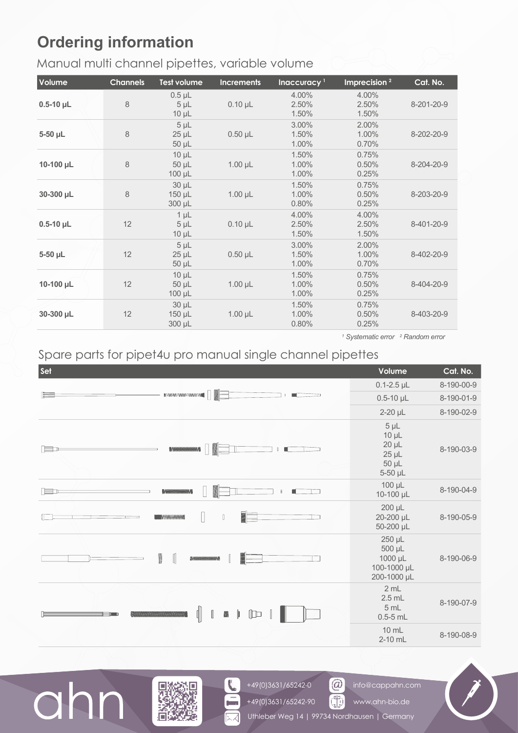# Ordering information

## Manual multi channel pipettes, variable volume

| Volume | Channels | Test volume | Increments | Inaccuracy [1] | Imprecision [2] | Cat. No. |
|---|---|---|---|---|---|---|
| **0.5-10 µL** | 8 | 0.5 µL<br>5 µL<br>10 µL | 0.10 µL | 4.00%<br>2.50%<br>1.50% | 4.00%<br>2.50%<br>1.50% | 8-201-20-9 |
| **5-50 µL** | 8 | 5 µL<br>25 µL<br>50 µL | 0.50 µL | 3.00%<br>1.50%<br>1.00% | 2.00%<br>1.00%<br>0.70% | 8-202-20-9 |
| **10-100 µL** | 8 | 10 µL<br>50 µL<br>100 µL | 1.00 µL | 1.50%<br>1.00%<br>1.00% | 0.75%<br>0.50%<br>0.25% | 8-204-20-9 |
| **30-300 µL** | 8 | 30 µL<br>150 µL<br>300 µL | 1.00 µL | 1.50%<br>1.00%<br>0.80% | 0.75%<br>0.50%<br>0.25% | 8-203-20-9 |
| **0.5-10 µL** | 12 | 1 µL<br>5 µL<br>10 µL | 0.10 µL | 4.00%<br>2.50%<br>1.50% | 4.00%<br>2.50%<br>1.50% | 8-401-20-9 |
| **5-50 µL** | 12 | 5 µL<br>25 µL<br>50 µL | 0.50 µL | 3.00%<br>1.50%<br>1.00% | 2.00%<br>1.00%<br>0.70% | 8-402-20-9 |
| **10-100 µL** | 12 | 10 µL<br>50 µL<br>100 µL | 1.00 µL | 1.50%<br>1.00%<br>1.00% | 0.75%<br>0.50%<br>0.25% | 8-404-20-9 |
| **30-300 µL** | 12 | 30 µL<br>150 µL<br>300 µL | 1.00 µL | 1.50%<br>1.00%<br>0.80% | 0.75%<br>0.50%<br>0.25% | 8-403-20-9 |

*[1] Systematic error [2] Random error*

## Spare parts for pipet4u pro manual single channel pipettes

| Set | Volume | Cat. No. |
|---|---|---|
| | 0.1-2.5 µL | 8-190-00-9 |
| | 0.5-10 µL | 8-190-01-9 |
| | 2-20 µL | 8-190-02-9 |
| | 5 µL<br>10 µL<br>20 µL<br>25 µL<br>50 µL<br>5-50 µL | 8-190-03-9 |
| | 100 µL<br>10-100 µL | 8-190-04-9 |
| | 200 µL<br>20-200 µL<br>50-200 µL | 8-190-05-9 |
| | 250 µL<br>500 µL<br>1000 µL<br>100-1000 µL<br>200-1000 µL | 8-190-06-9 |
| | 2 mL<br>2.5 mL<br>5 mL<br>0.5-5 mL | 8-190-07-9 |
| | 10 mL<br>2-10 mL | 8-190-08-9 |

ahn

+49(0)3631/65242-0
+49(0)3631/65242-90
info@cappahn.com
www.ahn-bio.de
Uthleber Weg 14 | 99734 Nordhausen | Germany